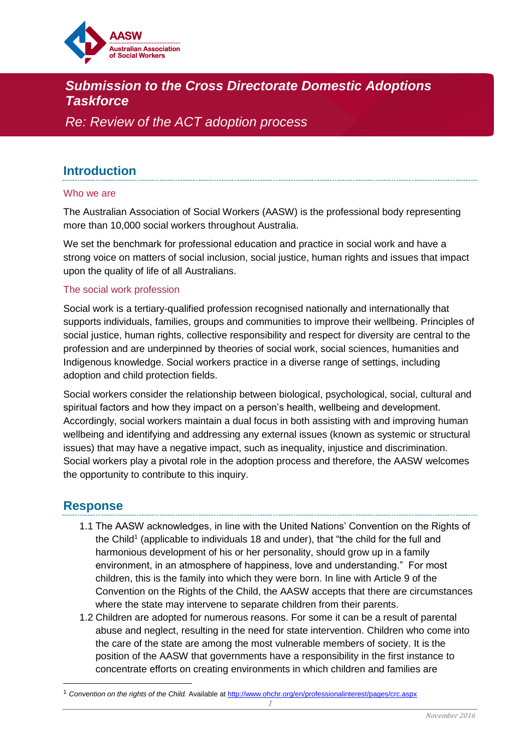# Submission to the Cross Directorate Domestic Adoptions Taskforce

*Re: Review of the ACT adoption process*

## Introduction

### Who we are

The Australian Association of Social Workers (AASW) is the professional body representing more than 10,000 social workers throughout Australia.

We set the benchmark for professional education and practice in social work and have a strong voice on matters of social inclusion, social justice, human rights and issues that impact upon the quality of life of all Australians.

### The social work profession

Social work is a tertiary-qualified profession recognised nationally and internationally that supports individuals, families, groups and communities to improve their wellbeing. Principles of social justice, human rights, collective responsibility and respect for diversity are central to the profession and are underpinned by theories of social work, social sciences, humanities and Indigenous knowledge. Social workers practice in a diverse range of settings, including adoption and child protection fields.

Social workers consider the relationship between biological, psychological, social, cultural and spiritual factors and how they impact on a person's health, wellbeing and development. Accordingly, social workers maintain a dual focus in both assisting with and improving human wellbeing and identifying and addressing any external issues (known as systemic or structural issues) that may have a negative impact, such as inequality, injustice and discrimination. Social workers play a pivotal role in the adoption process and therefore, the AASW welcomes the opportunity to contribute to this inquiry.

## Response

1.1 The AASW acknowledges, in line with the United Nations' Convention on the Rights of the Child[1] (applicable to individuals 18 and under), that "the child for the full and harmonious development of his or her personality, should grow up in a family environment, in an atmosphere of happiness, love and understanding." For most children, this is the family into which they were born. In line with Article 9 of the Convention on the Rights of the Child, the AASW accepts that there are circumstances where the state may intervene to separate children from their parents.

1.2 Children are adopted for numerous reasons. For some it can be a result of parental abuse and neglect, resulting in the need for state intervention. Children who come into the care of the state are among the most vulnerable members of society. It is the position of the AASW that governments have a responsibility in the first instance to concentrate efforts on creating environments in which children and families are

---

[1] *Convention on the rights of the Child.* Available at http://www.ohchr.org/en/professionalinterest/pages/crc.aspx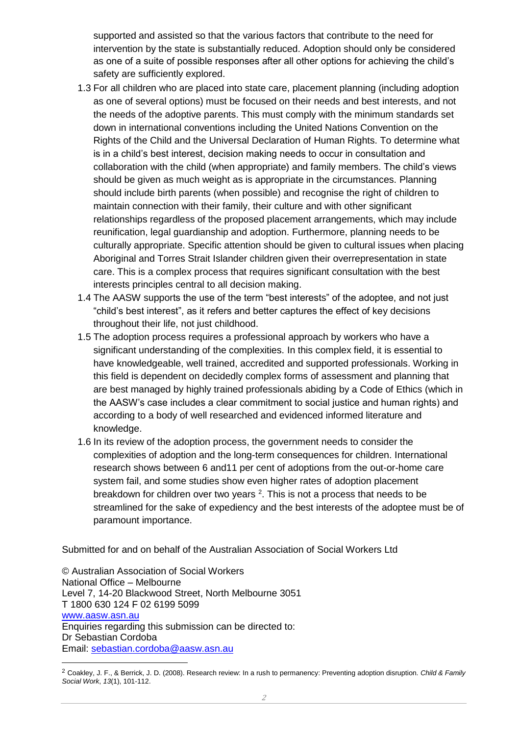supported and assisted so that the various factors that contribute to the need for intervention by the state is substantially reduced. Adoption should only be considered as one of a suite of possible responses after all other options for achieving the child's safety are sufficiently explored.

1.3 For all children who are placed into state care, placement planning (including adoption as one of several options) must be focused on their needs and best interests, and not the needs of the adoptive parents. This must comply with the minimum standards set down in international conventions including the United Nations Convention on the Rights of the Child and the Universal Declaration of Human Rights. To determine what is in a child's best interest, decision making needs to occur in consultation and collaboration with the child (when appropriate) and family members. The child's views should be given as much weight as is appropriate in the circumstances. Planning should include birth parents (when possible) and recognise the right of children to maintain connection with their family, their culture and with other significant relationships regardless of the proposed placement arrangements, which may include reunification, legal guardianship and adoption. Furthermore, planning needs to be culturally appropriate. Specific attention should be given to cultural issues when placing Aboriginal and Torres Strait Islander children given their overrepresentation in state care. This is a complex process that requires significant consultation with the best interests principles central to all decision making.

1.4 The AASW supports the use of the term "best interests" of the adoptee, and not just "child's best interest", as it refers and better captures the effect of key decisions throughout their life, not just childhood.

1.5 The adoption process requires a professional approach by workers who have a significant understanding of the complexities. In this complex field, it is essential to have knowledgeable, well trained, accredited and supported professionals. Working in this field is dependent on decidedly complex forms of assessment and planning that are best managed by highly trained professionals abiding by a Code of Ethics (which in the AASW's case includes a clear commitment to social justice and human rights) and according to a body of well researched and evidenced informed literature and knowledge.

1.6 In its review of the adoption process, the government needs to consider the complexities of adoption and the long-term consequences for children. International research shows between 6 and11 per cent of adoptions from the out-or-home care system fail, and some studies show even higher rates of adoption placement breakdown for children over two years [2]. This is not a process that needs to be streamlined for the sake of expediency and the best interests of the adoptee must be of paramount importance.

Submitted for and on behalf of the Australian Association of Social Workers Ltd

© Australian Association of Social Workers
National Office – Melbourne
Level 7, 14-20 Blackwood Street, North Melbourne 3051
T 1800 630 124 F 02 6199 5099
www.aasw.asn.au
Enquiries regarding this submission can be directed to:
Dr Sebastian Cordoba
Email: sebastian.cordoba@aasw.asn.au

[2] Coakley, J. F., & Berrick, J. D. (2008). Research review: In a rush to permanency: Preventing adoption disruption. *Child & Family Social Work*, *13*(1), 101-112.